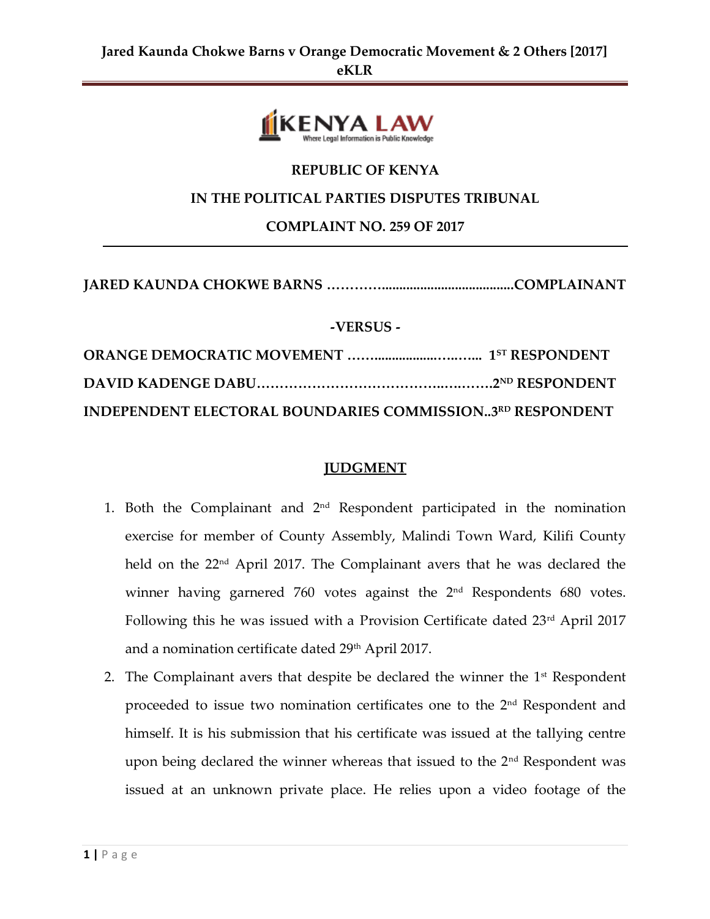REPUBLIC OF KENYA

IN THE POLITICAL PARTIES DISPUTES TRIBUNAL

COMPLAINT NO. 259 OF 2017

---

**JARED KAUNDA CHOKWE BARNS ……………......................................COMPLAINANT**

**-VERSUS -**

**ORANGE DEMOCRATIC MOVEMENT ……...................…..…...  1ST RESPONDENT**

**DAVID KADENGE DABU……………………………………..…..……..2ND RESPONDENT**

**INDEPENDENT ELECTORAL BOUNDARIES COMMISSION..3RD RESPONDENT**

## JUDGMENT

1. Both the Complainant and 2nd Respondent participated in the nomination exercise for member of County Assembly, Malindi Town Ward, Kilifi County held on the 22nd April 2017. The Complainant avers that he was declared the winner having garnered 760 votes against the 2nd Respondents 680 votes. Following this he was issued with a Provision Certificate dated 23rd April 2017 and a nomination certificate dated 29th April 2017.
2. The Complainant avers that despite be declared the winner the 1st Respondent proceeded to issue two nomination certificates one to the 2nd Respondent and himself. It is his submission that his certificate was issued at the tallying centre upon being declared the winner whereas that issued to the 2nd Respondent was issued at an unknown private place. He relies upon a video footage of the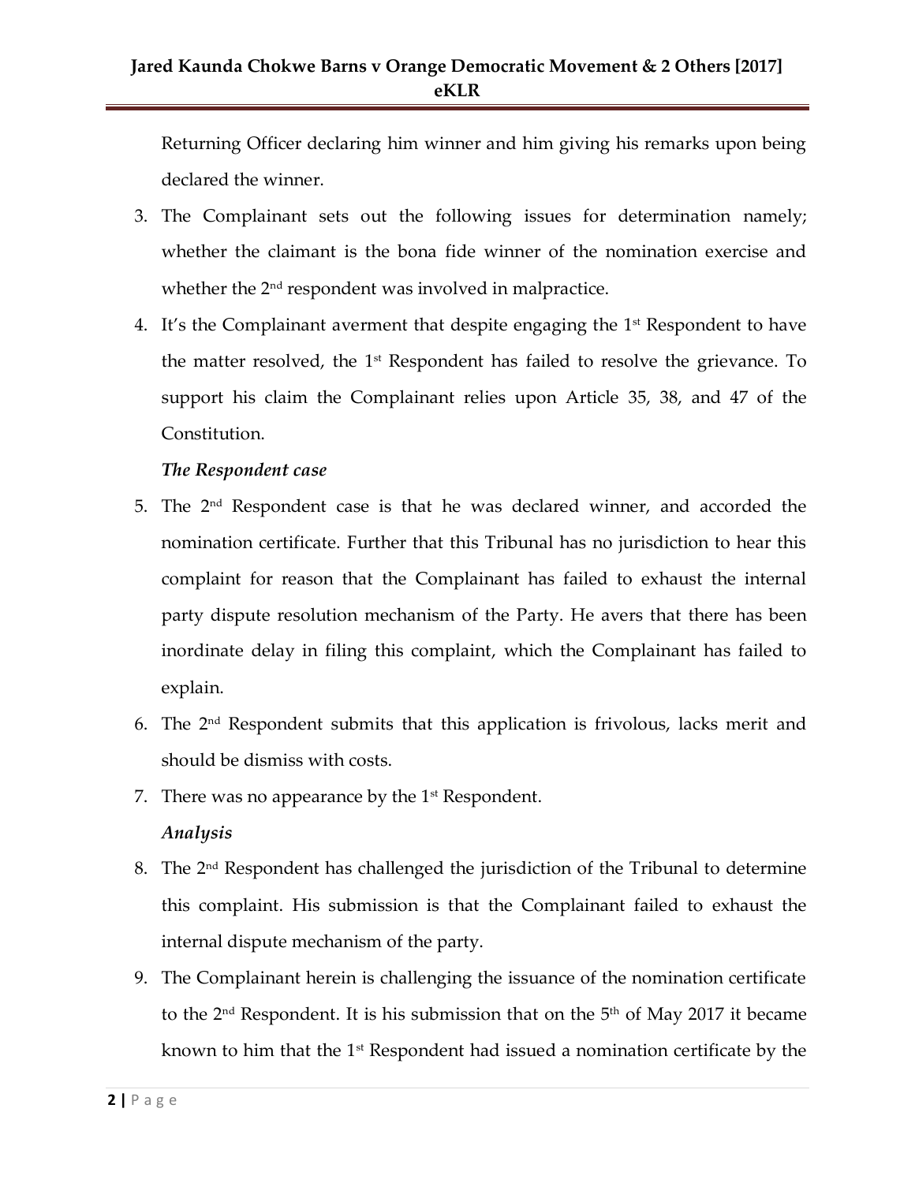Returning Officer declaring him winner and him giving his remarks upon being declared the winner.

3. The Complainant sets out the following issues for determination namely; whether the claimant is the bona fide winner of the nomination exercise and whether the 2nd respondent was involved in malpractice.

4. It's the Complainant averment that despite engaging the 1st Respondent to have the matter resolved, the 1st Respondent has failed to resolve the grievance. To support his claim the Complainant relies upon Article 35, 38, and 47 of the Constitution.

***The Respondent case***

5. The 2nd Respondent case is that he was declared winner, and accorded the nomination certificate. Further that this Tribunal has no jurisdiction to hear this complaint for reason that the Complainant has failed to exhaust the internal party dispute resolution mechanism of the Party. He avers that there has been inordinate delay in filing this complaint, which the Complainant has failed to explain.

6. The 2nd Respondent submits that this application is frivolous, lacks merit and should be dismiss with costs.

7. There was no appearance by the 1st Respondent.

***Analysis***

8. The 2nd Respondent has challenged the jurisdiction of the Tribunal to determine this complaint. His submission is that the Complainant failed to exhaust the internal dispute mechanism of the party.

9. The Complainant herein is challenging the issuance of the nomination certificate to the 2nd Respondent. It is his submission that on the 5th of May 2017 it became known to him that the 1st Respondent had issued a nomination certificate by the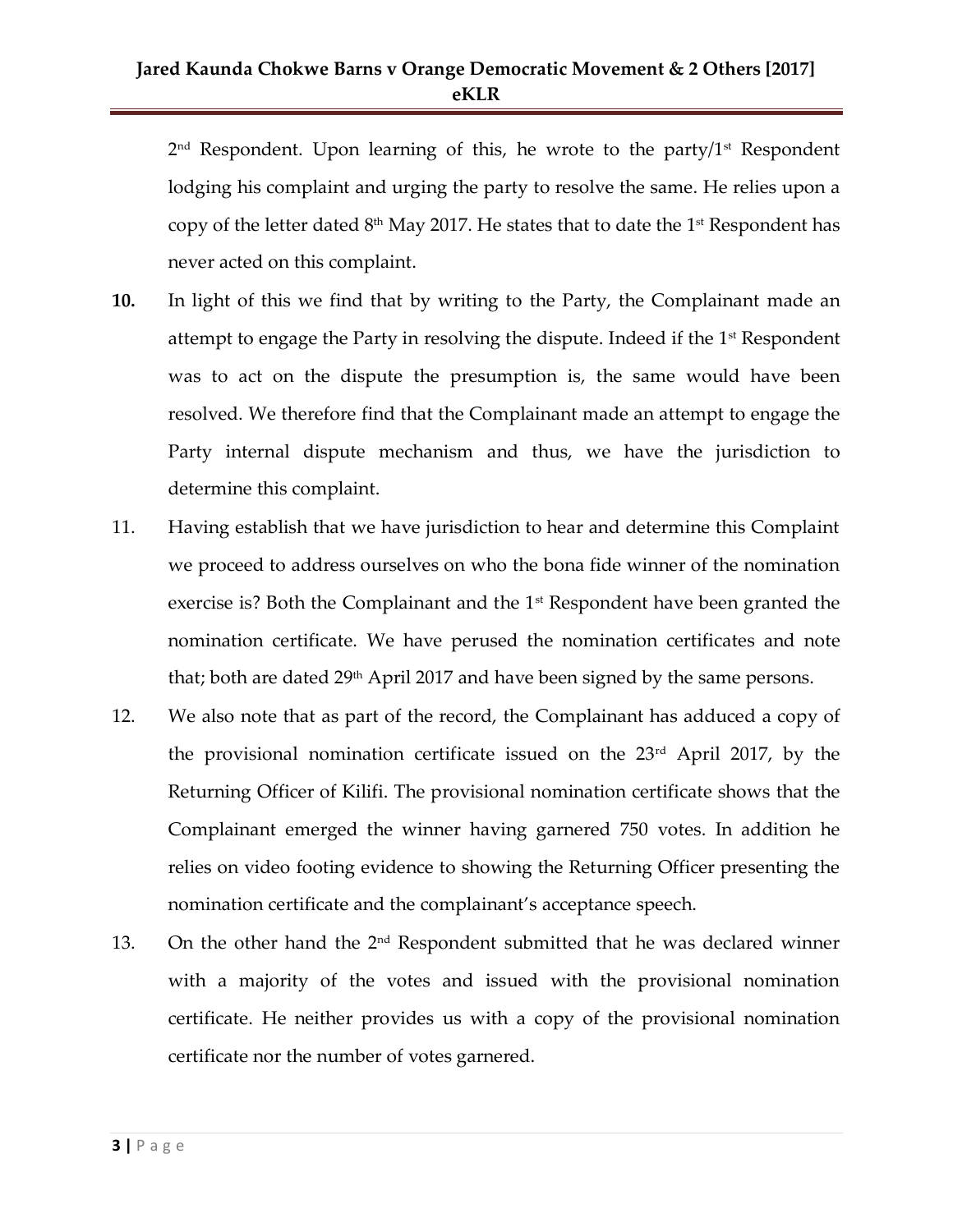2nd Respondent. Upon learning of this, he wrote to the party/1st Respondent lodging his complaint and urging the party to resolve the same. He relies upon a copy of the letter dated 8th May 2017. He states that to date the 1st Respondent has never acted on this complaint.

**10.** In light of this we find that by writing to the Party, the Complainant made an attempt to engage the Party in resolving the dispute. Indeed if the 1st Respondent was to act on the dispute the presumption is, the same would have been resolved. We therefore find that the Complainant made an attempt to engage the Party internal dispute mechanism and thus, we have the jurisdiction to determine this complaint.

11. Having establish that we have jurisdiction to hear and determine this Complaint we proceed to address ourselves on who the bona fide winner of the nomination exercise is? Both the Complainant and the 1st Respondent have been granted the nomination certificate. We have perused the nomination certificates and note that; both are dated 29th April 2017 and have been signed by the same persons.

12. We also note that as part of the record, the Complainant has adduced a copy of the provisional nomination certificate issued on the 23rd April 2017, by the Returning Officer of Kilifi. The provisional nomination certificate shows that the Complainant emerged the winner having garnered 750 votes. In addition he relies on video footing evidence to showing the Returning Officer presenting the nomination certificate and the complainant's acceptance speech.

13. On the other hand the 2nd Respondent submitted that he was declared winner with a majority of the votes and issued with the provisional nomination certificate. He neither provides us with a copy of the provisional nomination certificate nor the number of votes garnered.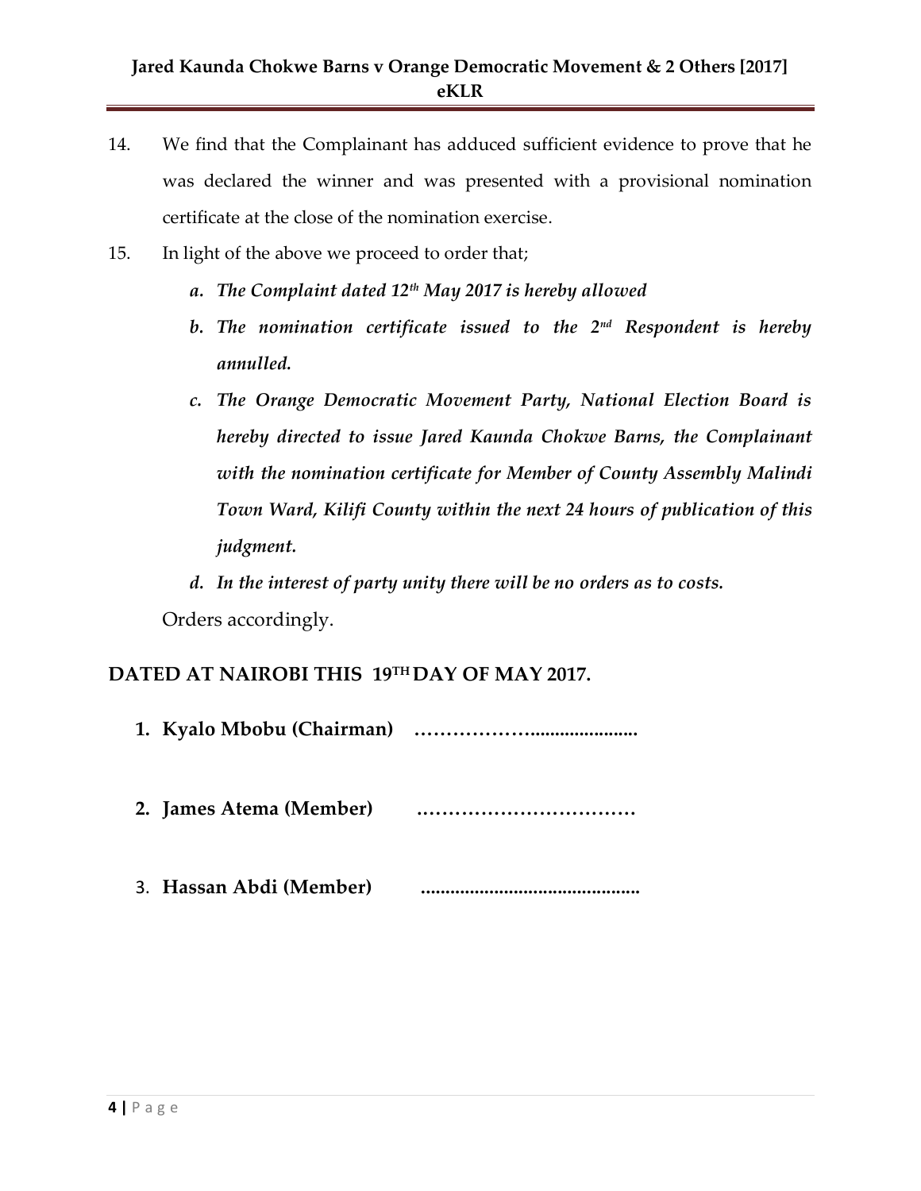14. We find that the Complainant has adduced sufficient evidence to prove that he was declared the winner and was presented with a provisional nomination certificate at the close of the nomination exercise.

15. In light of the above we proceed to order that;

    a. ***The Complaint dated 12th May 2017 is hereby allowed***

    b. ***The nomination certificate issued to the 2nd Respondent is hereby annulled.***

    c. ***The Orange Democratic Movement Party, National Election Board is hereby directed to issue Jared Kaunda Chokwe Barns, the Complainant with the nomination certificate for Member of County Assembly Malindi Town Ward, Kilifi County within the next 24 hours of publication of this judgment.***

    d. ***In the interest of party unity there will be no orders as to costs.***

    Orders accordingly.

**DATED AT NAIROBI THIS 19TH DAY OF MAY 2017.**

1. **Kyalo Mbobu (Chairman)** ………………......................

2. **James Atema (Member)** ……………………………

3. **Hassan Abdi (Member)** .............................................